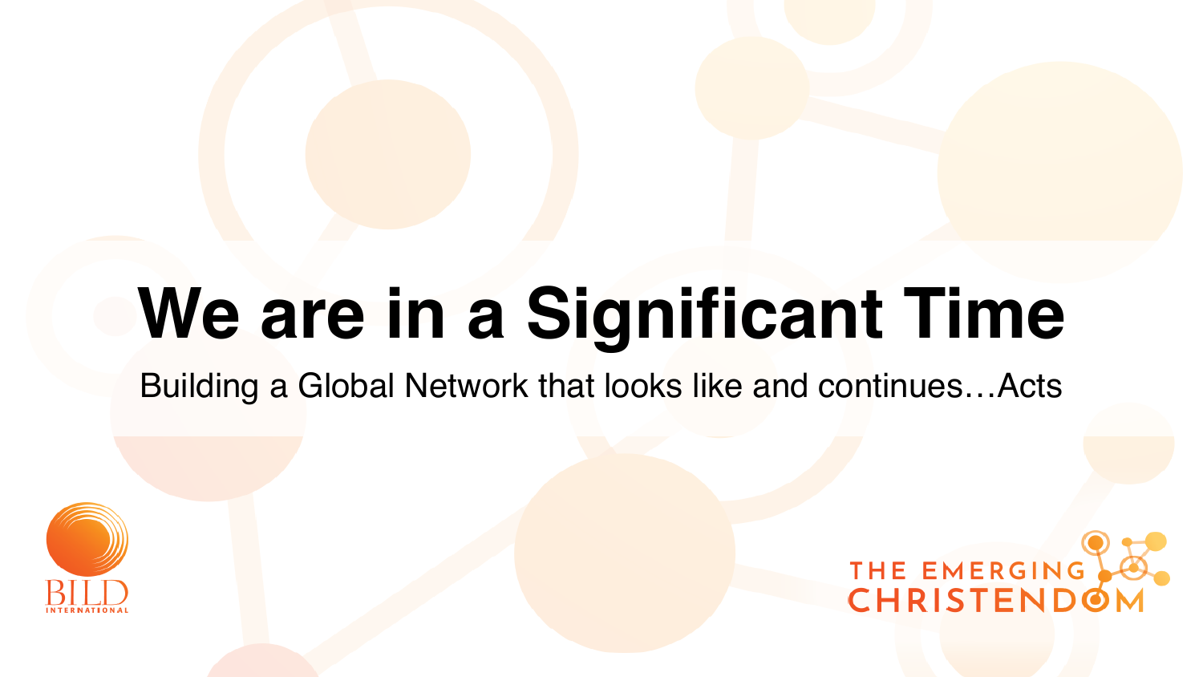# We are in a Significant Time

Building a Global Network that looks like and continues…Acts

BILD INTERNATIONAL

THE EMERGING CHRISTENDOM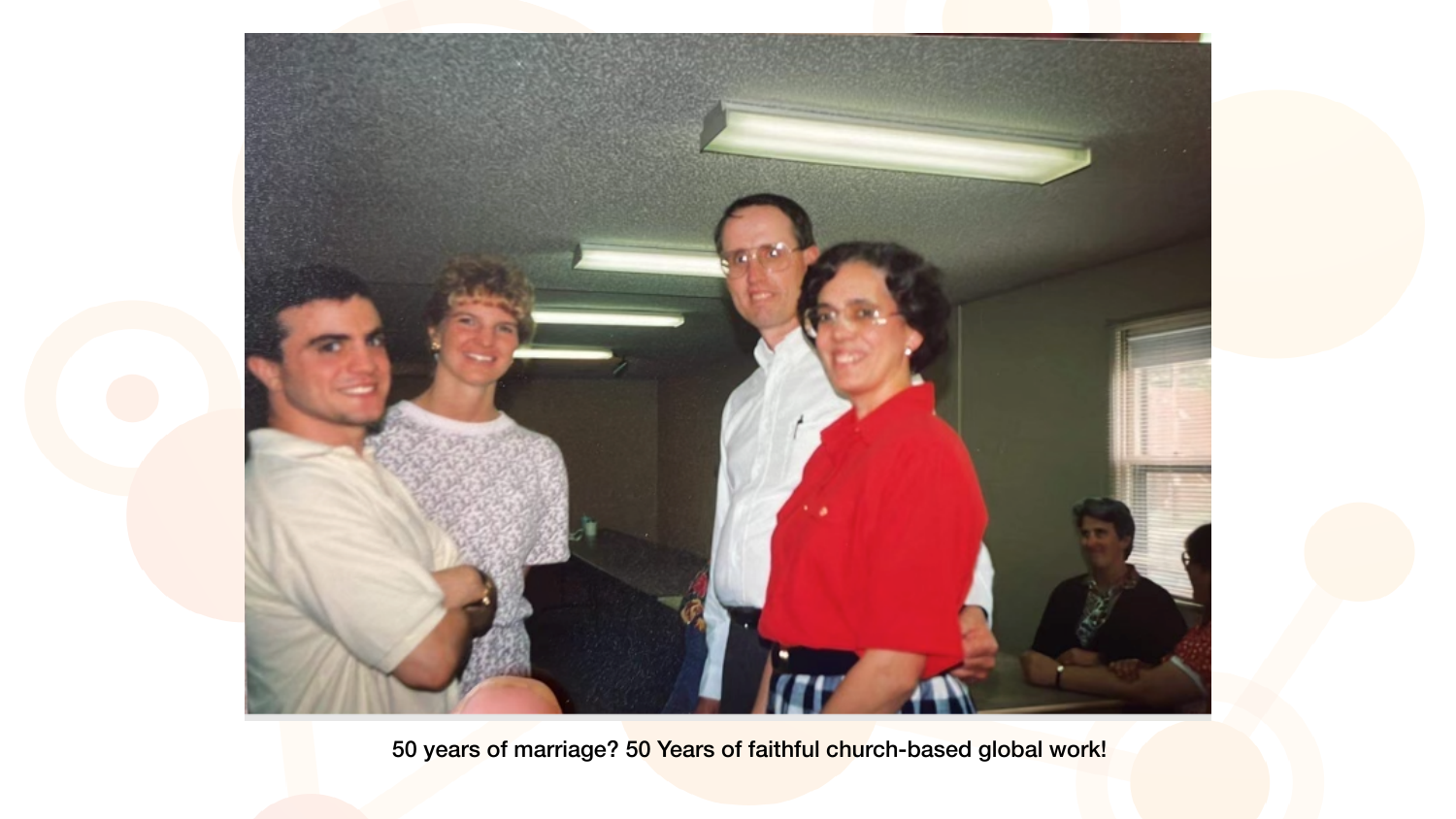50 years of marriage? 50 Years of faithful church-based global work!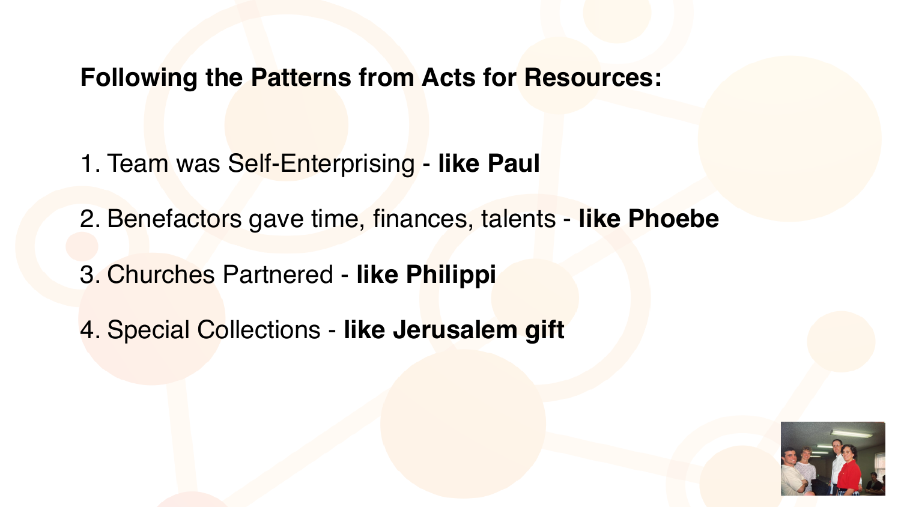**Following the Patterns from Acts for Resources:**

1. Team was Self-Enterprising - **like Paul**
2. Benefactors gave time, finances, talents - **like Phoebe**
3. Churches Partnered - **like Philippi**
4. Special Collections - **like Jerusalem gift**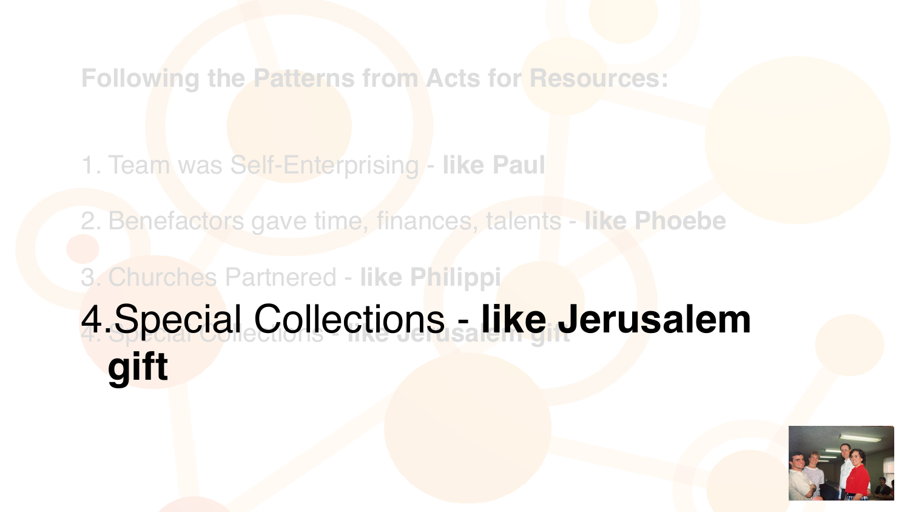**Following the Patterns from Acts for Resources:**

1. Team was Self-Enterprising - **like Paul**

2. Benefactors gave time, finances, talents - **like Phoebe**

3. Churches Partnered - **like Philippi**

4. Special Collections - **like Jerusalem gift**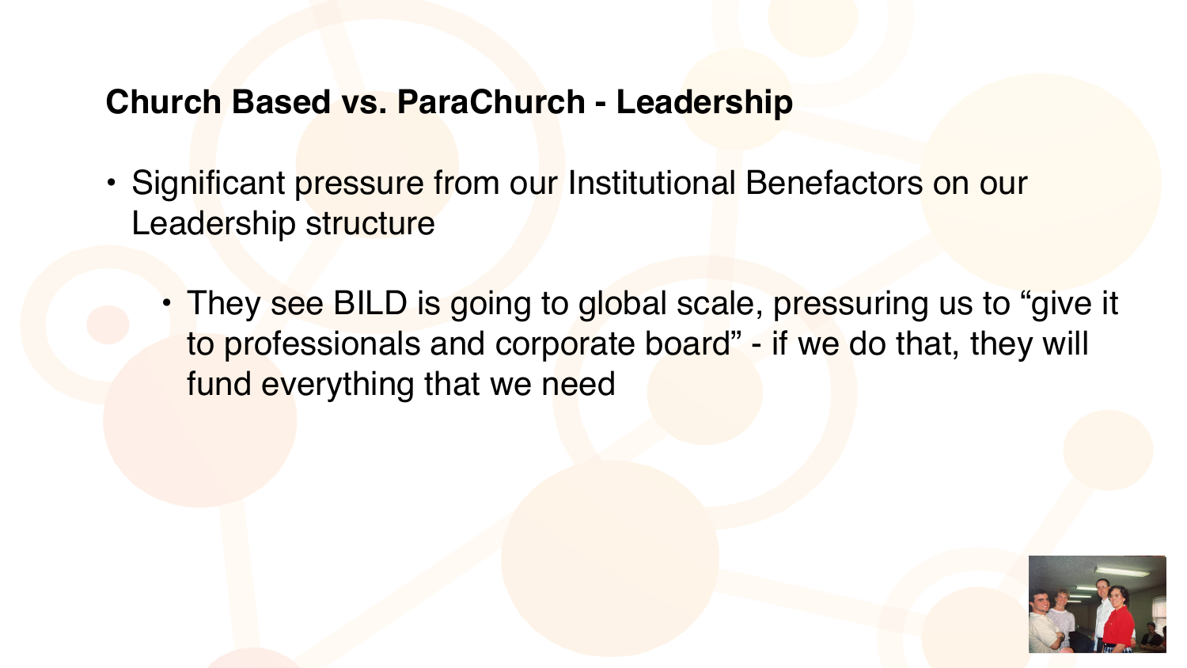## Church Based vs. ParaChurch - Leadership

- Significant pressure from our Institutional Benefactors on our Leadership structure
  - They see BILD is going to global scale, pressuring us to “give it to professionals and corporate board” - if we do that, they will fund everything that we need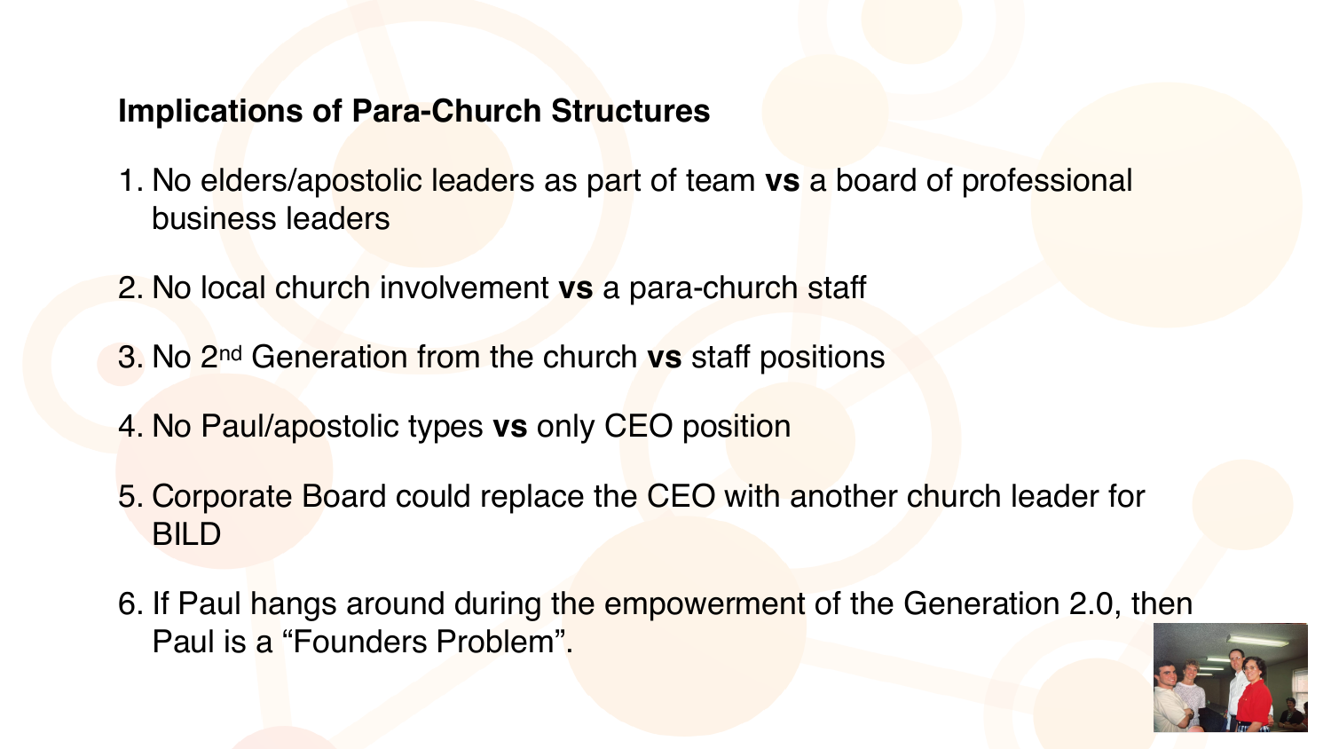**Implications of Para-Church Structures**

1. No elders/apostolic leaders as part of team **vs** a board of professional business leaders
2. No local church involvement **vs** a para-church staff
3. No 2nd Generation from the church **vs** staff positions
4. No Paul/apostolic types **vs** only CEO position
5. Corporate Board could replace the CEO with another church leader for BILD
6. If Paul hangs around during the empowerment of the Generation 2.0, then Paul is a "Founders Problem".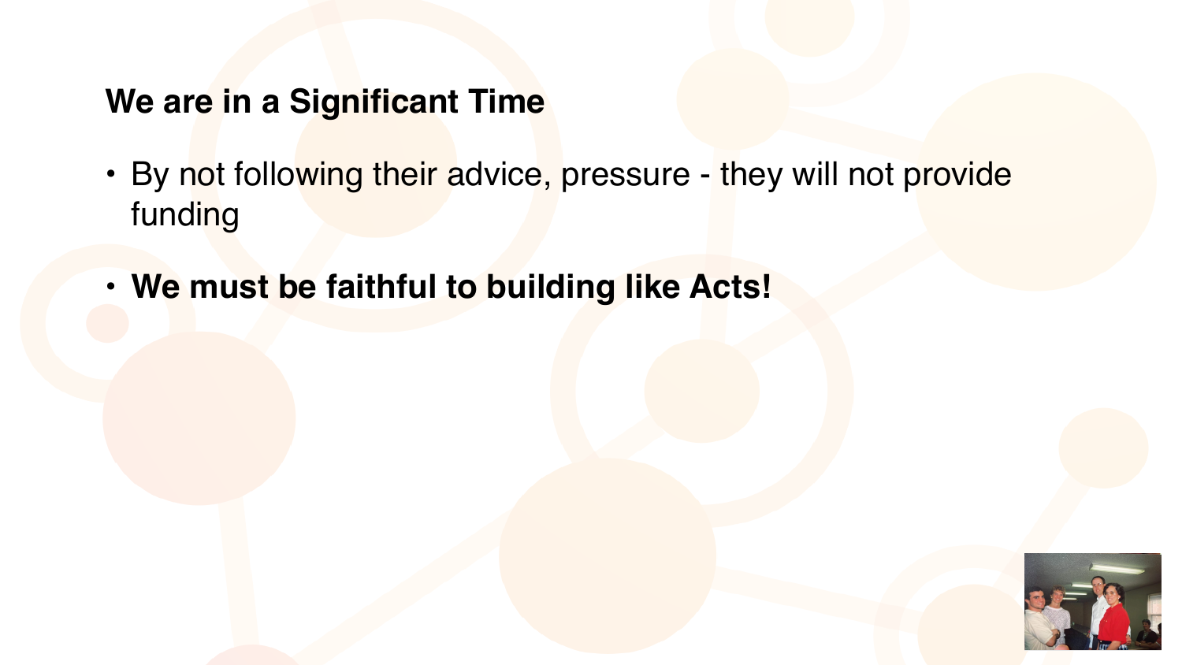## We are in a Significant Time

- By not following their advice, pressure - they will not provide funding
- **We must be faithful to building like Acts!**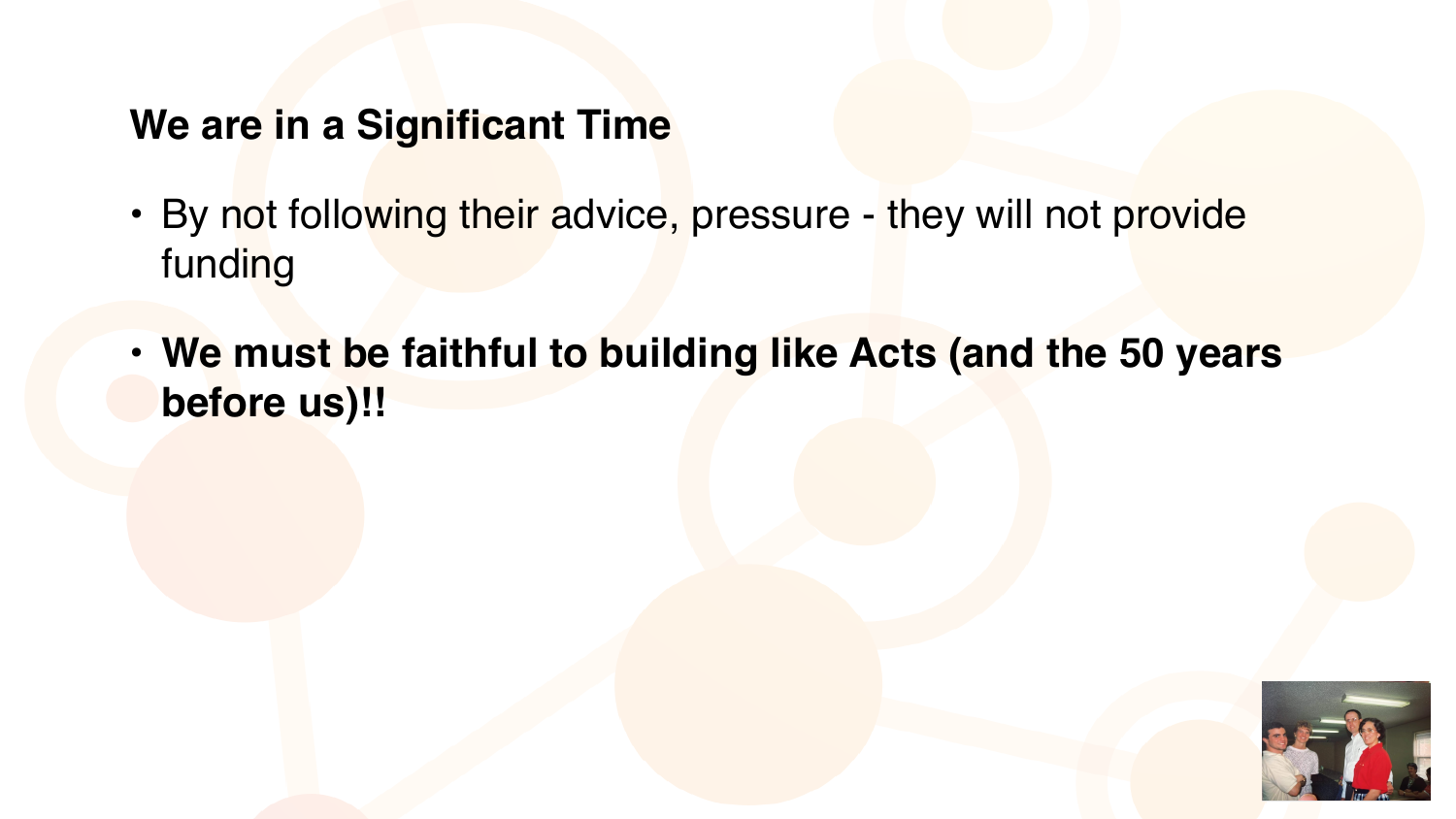## We are in a Significant Time

- By not following their advice, pressure - they will not provide funding
- **We must be faithful to building like Acts (and the 50 years before us)!!**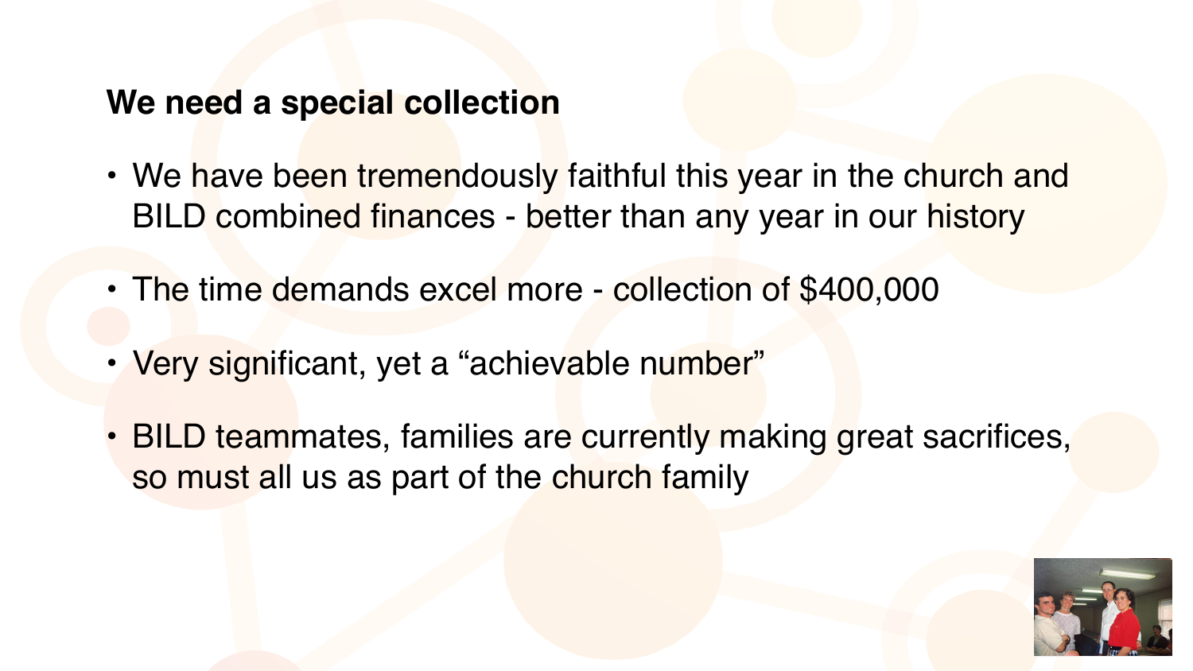## We need a special collection

- We have been tremendously faithful this year in the church and BILD combined finances - better than any year in our history
- The time demands excel more - collection of $400,000
- Very significant, yet a “achievable number”
- BILD teammates, families are currently making great sacrifices, so must all us as part of the church family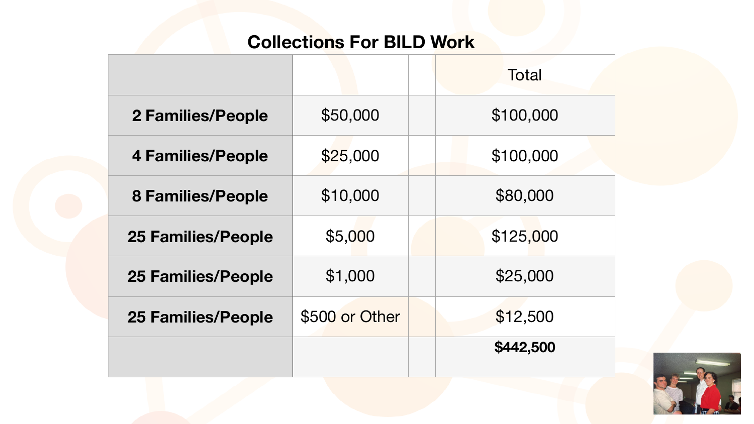## Collections For BILD Work

| | | | Total |
|---|---|---|---|
| **2 Families/People** | $50,000 | | $100,000 |
| **4 Families/People** | $25,000 | | $100,000 |
| **8 Families/People** | $10,000 | | $80,000 |
| **25 Families/People** | $5,000 | | $125,000 |
| **25 Families/People** | $1,000 | | $25,000 |
| **25 Families/People** | $500 or Other | | $12,500 |
| | | | **$442,500** |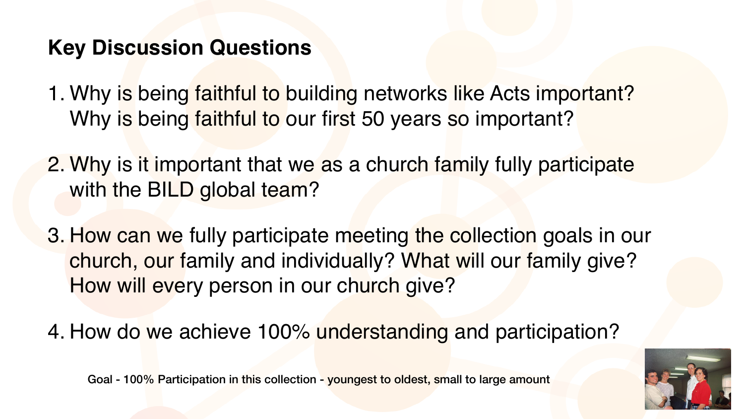## Key Discussion Questions

1. Why is being faithful to building networks like Acts important? Why is being faithful to our first 50 years so important?

2. Why is it important that we as a church family fully participate with the BILD global team?

3. How can we fully participate meeting the collection goals in our church, our family and individually? What will our family give? How will every person in our church give?

4. How do we achieve 100% understanding and participation?

Goal - 100% Participation in this collection - youngest to oldest, small to large amount